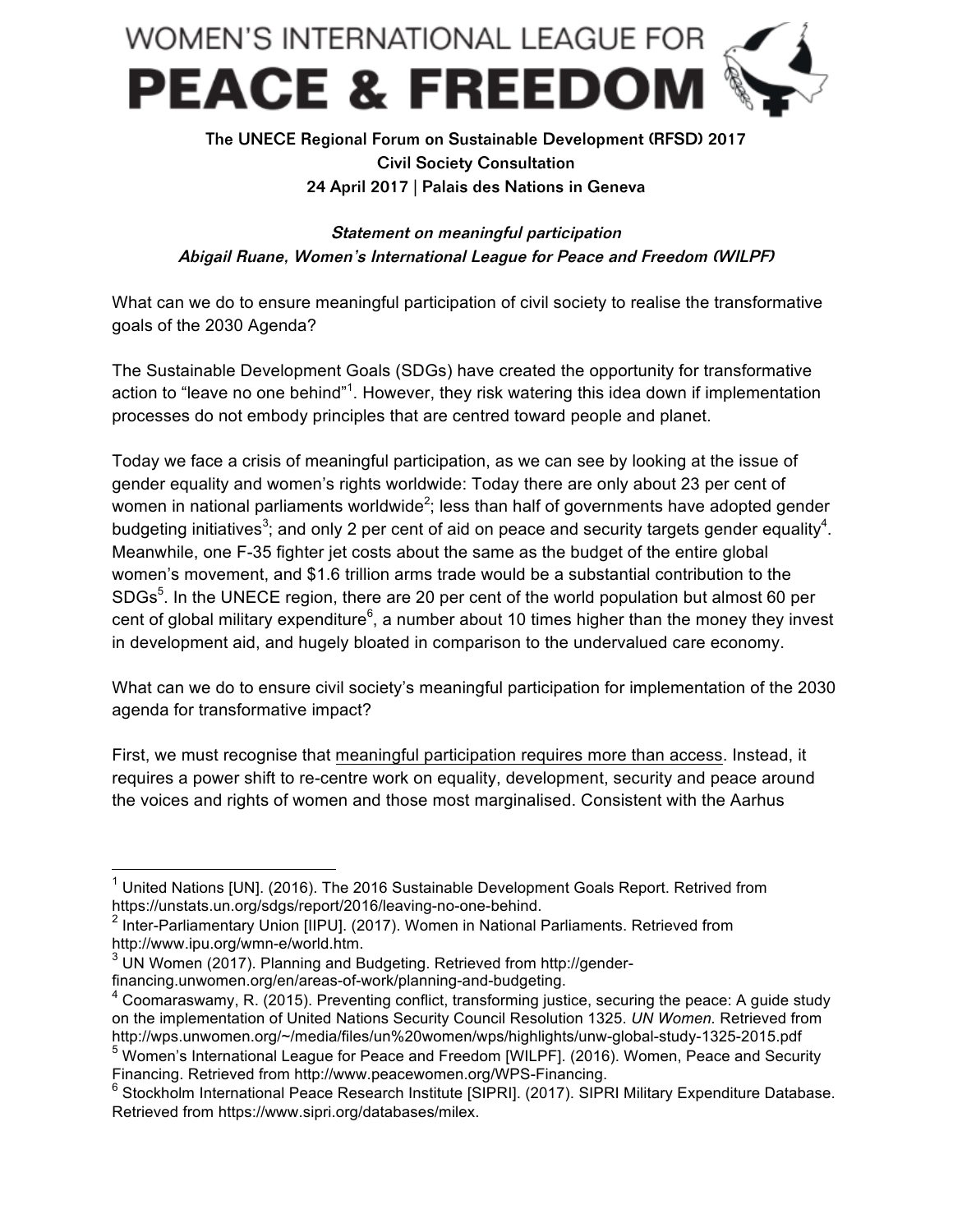# WOMEN'S INTERNATIONAL LEAGUE FOR PEACE & FREEDOM

**The UNECE Regional Forum on Sustainable Development (RFSD) 2017**
**Civil Society Consultation**
**24 April 2017 | Palais des Nations in Geneva**

***Statement on meaningful participation***
***Abigail Ruane, Women's International League for Peace and Freedom (WILPF)***

What can we do to ensure meaningful participation of civil society to realise the transformative goals of the 2030 Agenda?

The Sustainable Development Goals (SDGs) have created the opportunity for transformative action to "leave no one behind"[1]. However, they risk watering this idea down if implementation processes do not embody principles that are centred toward people and planet.

Today we face a crisis of meaningful participation, as we can see by looking at the issue of gender equality and women's rights worldwide: Today there are only about 23 per cent of women in national parliaments worldwide[2]; less than half of governments have adopted gender budgeting initiatives[3]; and only 2 per cent of aid on peace and security targets gender equality[4]. Meanwhile, one F-35 fighter jet costs about the same as the budget of the entire global women's movement, and $1.6 trillion arms trade would be a substantial contribution to the SDGs[5]. In the UNECE region, there are 20 per cent of the world population but almost 60 per cent of global military expenditure[6], a number about 10 times higher than the money they invest in development aid, and hugely bloated in comparison to the undervalued care economy.

What can we do to ensure civil society's meaningful participation for implementation of the 2030 agenda for transformative impact?

First, we must recognise that <u>meaningful participation requires more than access</u>. Instead, it requires a power shift to re-centre work on equality, development, security and peace around the voices and rights of women and those most marginalised. Consistent with the Aarhus

---

[1] United Nations [UN]. (2016). The 2016 Sustainable Development Goals Report. Retrived from https://unstats.un.org/sdgs/report/2016/leaving-no-one-behind.

[2] Inter-Parliamentary Union [IIPU]. (2017). Women in National Parliaments. Retrieved from http://www.ipu.org/wmn-e/world.htm.

[3] UN Women (2017). Planning and Budgeting. Retrieved from http://gender-financing.unwomen.org/en/areas-of-work/planning-and-budgeting.

[4] Coomaraswamy, R. (2015). Preventing conflict, transforming justice, securing the peace: A guide study on the implementation of United Nations Security Council Resolution 1325. *UN Women.* Retrieved from http://wps.unwomen.org/~/media/files/un%20women/wps/highlights/unw-global-study-1325-2015.pdf

[5] Women's International League for Peace and Freedom [WILPF]. (2016). Women, Peace and Security Financing. Retrieved from http://www.peacewomen.org/WPS-Financing.

[6] Stockholm International Peace Research Institute [SIPRI]. (2017). SIPRI Military Expenditure Database. Retrieved from https://www.sipri.org/databases/milex.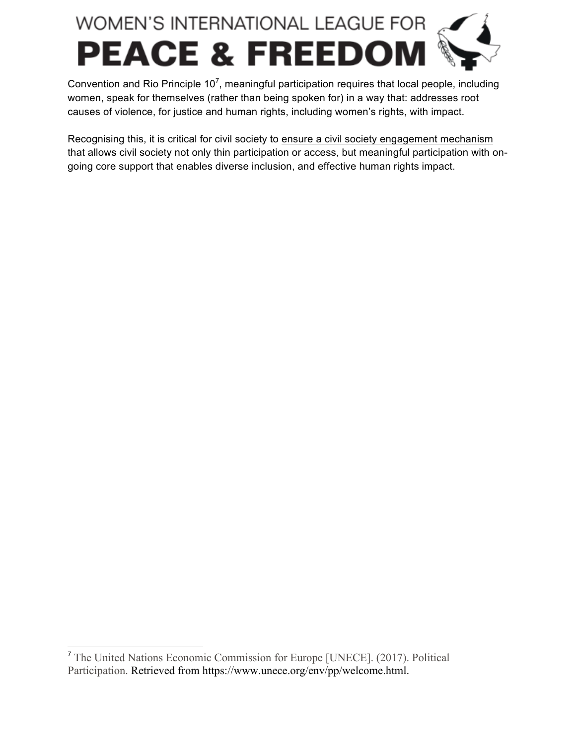Convention and Rio Principle 10[7], meaningful participation requires that local people, including women, speak for themselves (rather than being spoken for) in a way that: addresses root causes of violence, for justice and human rights, including women's rights, with impact.

Recognising this, it is critical for civil society to ensure a civil society engagement mechanism that allows civil society not only thin participation or access, but meaningful participation with on-going core support that enables diverse inclusion, and effective human rights impact.

---

[7] The United Nations Economic Commission for Europe [UNECE]. (2017). Political Participation. Retrieved from https://www.unece.org/env/pp/welcome.html.